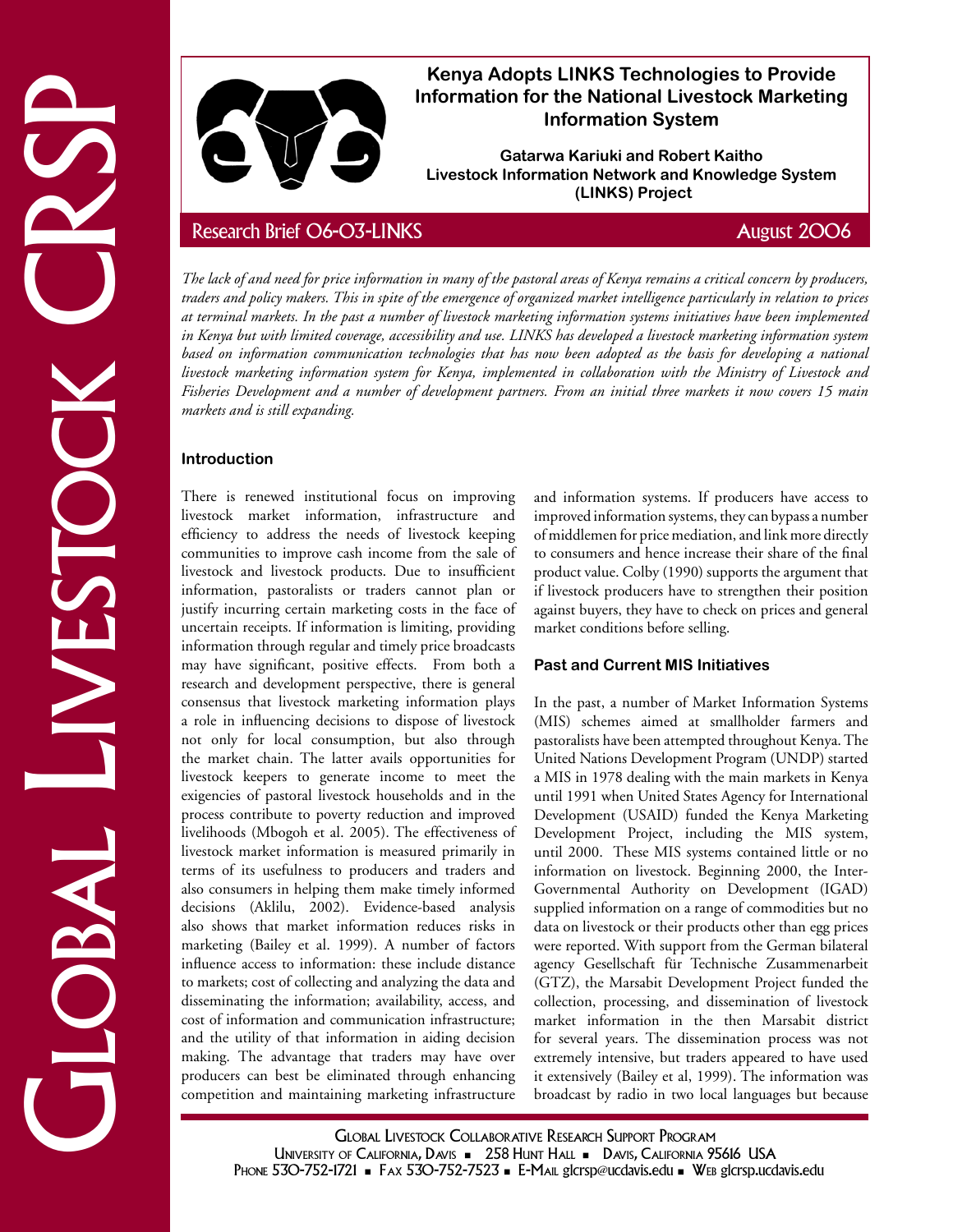# Kenya Adopts LINKS Technologies to Provide Information for the National Livestock Marketing Information System

**Gatarwa Kariuki and Robert Kaitho**
**Livestock Information Network and Knowledge System (LINKS) Project**

Research Brief 06-03-LINKS — August 2006

*The lack of and need for price information in many of the pastoral areas of Kenya remains a critical concern by producers, traders and policy makers. This in spite of the emergence of organized market intelligence particularly in relation to prices at terminal markets. In the past a number of livestock marketing information systems initiatives have been implemented in Kenya but with limited coverage, accessibility and use. LINKS has developed a livestock marketing information system based on information communication technologies that has now been adopted as the basis for developing a national livestock marketing information system for Kenya, implemented in collaboration with the Ministry of Livestock and Fisheries Development and a number of development partners. From an initial three markets it now covers 15 main markets and is still expanding.*

## Introduction

There is renewed institutional focus on improving livestock market information, infrastructure and efficiency to address the needs of livestock keeping communities to improve cash income from the sale of livestock and livestock products. Due to insufficient information, pastoralists or traders cannot plan or justify incurring certain marketing costs in the face of uncertain receipts. If information is limiting, providing information through regular and timely price broadcasts may have significant, positive effects. From both a research and development perspective, there is general consensus that livestock marketing information plays a role in influencing decisions to dispose of livestock not only for local consumption, but also through the market chain. The latter avails opportunities for livestock keepers to generate income to meet the exigencies of pastoral livestock households and in the process contribute to poverty reduction and improved livelihoods (Mbogoh et al. 2005). The effectiveness of livestock market information is measured primarily in terms of its usefulness to producers and traders and also consumers in helping them make timely informed decisions (Aklilu, 2002). Evidence-based analysis also shows that market information reduces risks in marketing (Bailey et al. 1999). A number of factors influence access to information: these include distance to markets; cost of collecting and analyzing the data and disseminating the information; availability, access, and cost of information and communication infrastructure; and the utility of that information in aiding decision making. The advantage that traders may have over producers can best be eliminated through enhancing competition and maintaining marketing infrastructure and information systems. If producers have access to improved information systems, they can bypass a number of middlemen for price mediation, and link more directly to consumers and hence increase their share of the final product value. Colby (1990) supports the argument that if livestock producers have to strengthen their position against buyers, they have to check on prices and general market conditions before selling.

## Past and Current MIS Initiatives

In the past, a number of Market Information Systems (MIS) schemes aimed at smallholder farmers and pastoralists have been attempted throughout Kenya. The United Nations Development Program (UNDP) started a MIS in 1978 dealing with the main markets in Kenya until 1991 when United States Agency for International Development (USAID) funded the Kenya Marketing Development Project, including the MIS system, until 2000. These MIS systems contained little or no information on livestock. Beginning 2000, the Inter-Governmental Authority on Development (IGAD) supplied information on a range of commodities but no data on livestock or their products other than egg prices were reported. With support from the German bilateral agency Gesellschaft für Technische Zusammenarbeit (GTZ), the Marsabit Development Project funded the collection, processing, and dissemination of livestock market information in the then Marsabit district for several years. The dissemination process was not extremely intensive, but traders appeared to have used it extensively (Bailey et al, 1999). The information was broadcast by radio in two local languages but because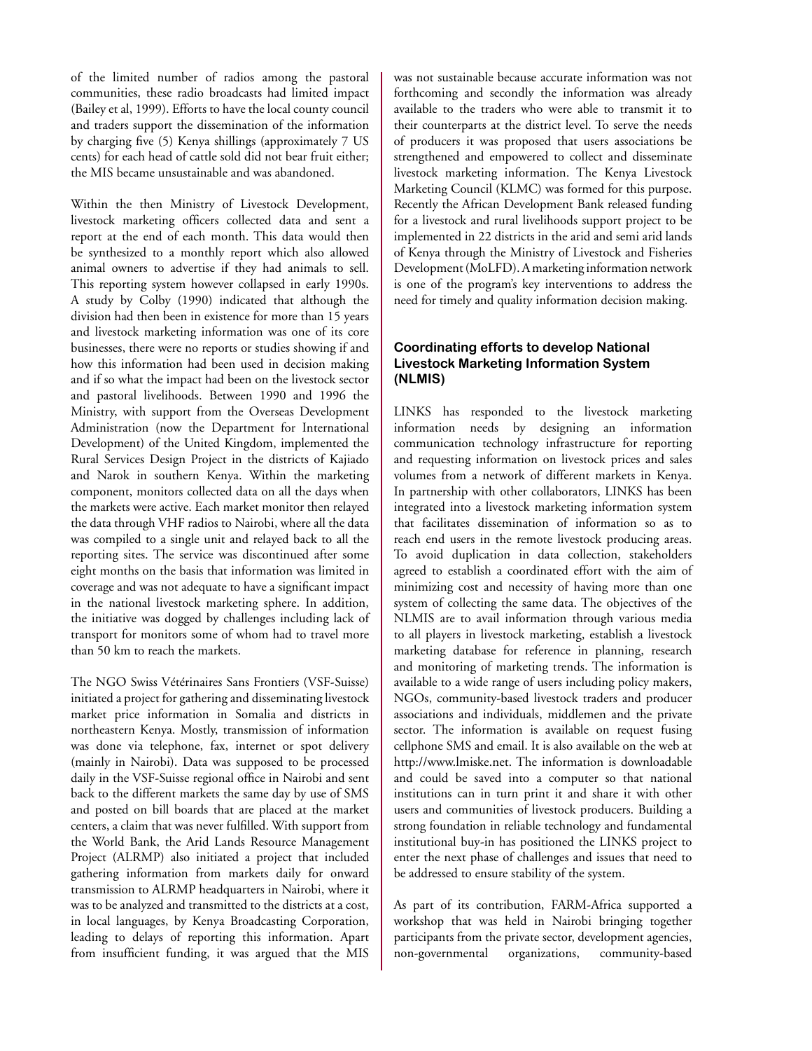of the limited number of radios among the pastoral communities, these radio broadcasts had limited impact (Bailey et al, 1999). Efforts to have the local county council and traders support the dissemination of the information by charging five (5) Kenya shillings (approximately 7 US cents) for each head of cattle sold did not bear fruit either; the MIS became unsustainable and was abandoned.

Within the then Ministry of Livestock Development, livestock marketing officers collected data and sent a report at the end of each month. This data would then be synthesized to a monthly report which also allowed animal owners to advertise if they had animals to sell. This reporting system however collapsed in early 1990s. A study by Colby (1990) indicated that although the division had then been in existence for more than 15 years and livestock marketing information was one of its core businesses, there were no reports or studies showing if and how this information had been used in decision making and if so what the impact had been on the livestock sector and pastoral livelihoods. Between 1990 and 1996 the Ministry, with support from the Overseas Development Administration (now the Department for International Development) of the United Kingdom, implemented the Rural Services Design Project in the districts of Kajiado and Narok in southern Kenya. Within the marketing component, monitors collected data on all the days when the markets were active. Each market monitor then relayed the data through VHF radios to Nairobi, where all the data was compiled to a single unit and relayed back to all the reporting sites. The service was discontinued after some eight months on the basis that information was limited in coverage and was not adequate to have a significant impact in the national livestock marketing sphere. In addition, the initiative was dogged by challenges including lack of transport for monitors some of whom had to travel more than 50 km to reach the markets.

The NGO Swiss Vétérinaires Sans Frontiers (VSF-Suisse) initiated a project for gathering and disseminating livestock market price information in Somalia and districts in northeastern Kenya. Mostly, transmission of information was done via telephone, fax, internet or spot delivery (mainly in Nairobi). Data was supposed to be processed daily in the VSF-Suisse regional office in Nairobi and sent back to the different markets the same day by use of SMS and posted on bill boards that are placed at the market centers, a claim that was never fulfilled. With support from the World Bank, the Arid Lands Resource Management Project (ALRMP) also initiated a project that included gathering information from markets daily for onward transmission to ALRMP headquarters in Nairobi, where it was to be analyzed and transmitted to the districts at a cost, in local languages, by Kenya Broadcasting Corporation, leading to delays of reporting this information. Apart from insufficient funding, it was argued that the MIS was not sustainable because accurate information was not forthcoming and secondly the information was already available to the traders who were able to transmit it to their counterparts at the district level. To serve the needs of producers it was proposed that users associations be strengthened and empowered to collect and disseminate livestock marketing information. The Kenya Livestock Marketing Council (KLMC) was formed for this purpose. Recently the African Development Bank released funding for a livestock and rural livelihoods support project to be implemented in 22 districts in the arid and semi arid lands of Kenya through the Ministry of Livestock and Fisheries Development (MoLFD). A marketing information network is one of the program's key interventions to address the need for timely and quality information decision making.

### Coordinating efforts to develop National Livestock Marketing Information System (NLMIS)

LINKS has responded to the livestock marketing information needs by designing an information communication technology infrastructure for reporting and requesting information on livestock prices and sales volumes from a network of different markets in Kenya. In partnership with other collaborators, LINKS has been integrated into a livestock marketing information system that facilitates dissemination of information so as to reach end users in the remote livestock producing areas. To avoid duplication in data collection, stakeholders agreed to establish a coordinated effort with the aim of minimizing cost and necessity of having more than one system of collecting the same data. The objectives of the NLMIS are to avail information through various media to all players in livestock marketing, establish a livestock marketing database for reference in planning, research and monitoring of marketing trends. The information is available to a wide range of users including policy makers, NGOs, community-based livestock traders and producer associations and individuals, middlemen and the private sector. The information is available on request fusing cellphone SMS and email. It is also available on the web at http://www.lmiske.net. The information is downloadable and could be saved into a computer so that national institutions can in turn print it and share it with other users and communities of livestock producers. Building a strong foundation in reliable technology and fundamental institutional buy-in has positioned the LINKS project to enter the next phase of challenges and issues that need to be addressed to ensure stability of the system.

As part of its contribution, FARM-Africa supported a workshop that was held in Nairobi bringing together participants from the private sector, development agencies, non-governmental organizations, community-based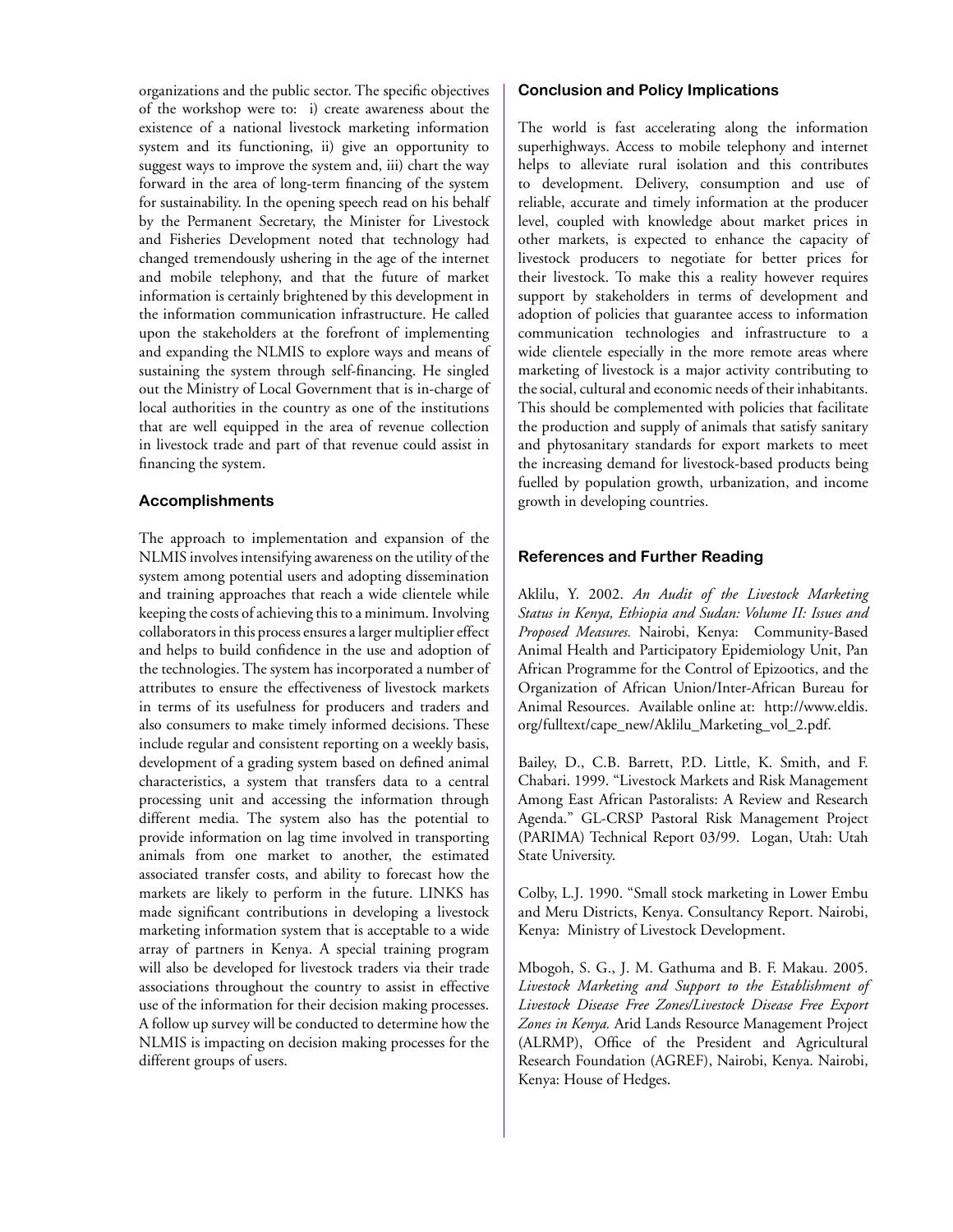organizations and the public sector. The specific objectives of the workshop were to: i) create awareness about the existence of a national livestock marketing information system and its functioning, ii) give an opportunity to suggest ways to improve the system and, iii) chart the way forward in the area of long-term financing of the system for sustainability. In the opening speech read on his behalf by the Permanent Secretary, the Minister for Livestock and Fisheries Development noted that technology had changed tremendously ushering in the age of the internet and mobile telephony, and that the future of market information is certainly brightened by this development in the information communication infrastructure. He called upon the stakeholders at the forefront of implementing and expanding the NLMIS to explore ways and means of sustaining the system through self-financing. He singled out the Ministry of Local Government that is in-charge of local authorities in the country as one of the institutions that are well equipped in the area of revenue collection in livestock trade and part of that revenue could assist in financing the system.

### Accomplishments

The approach to implementation and expansion of the NLMIS involves intensifying awareness on the utility of the system among potential users and adopting dissemination and training approaches that reach a wide clientele while keeping the costs of achieving this to a minimum. Involving collaborators in this process ensures a larger multiplier effect and helps to build confidence in the use and adoption of the technologies. The system has incorporated a number of attributes to ensure the effectiveness of livestock markets in terms of its usefulness for producers and traders and also consumers to make timely informed decisions. These include regular and consistent reporting on a weekly basis, development of a grading system based on defined animal characteristics, a system that transfers data to a central processing unit and accessing the information through different media. The system also has the potential to provide information on lag time involved in transporting animals from one market to another, the estimated associated transfer costs, and ability to forecast how the markets are likely to perform in the future. LINKS has made significant contributions in developing a livestock marketing information system that is acceptable to a wide array of partners in Kenya. A special training program will also be developed for livestock traders via their trade associations throughout the country to assist in effective use of the information for their decision making processes. A follow up survey will be conducted to determine how the NLMIS is impacting on decision making processes for the different groups of users.

### Conclusion and Policy Implications

The world is fast accelerating along the information superhighways. Access to mobile telephony and internet helps to alleviate rural isolation and this contributes to development. Delivery, consumption and use of reliable, accurate and timely information at the producer level, coupled with knowledge about market prices in other markets, is expected to enhance the capacity of livestock producers to negotiate for better prices for their livestock. To make this a reality however requires support by stakeholders in terms of development and adoption of policies that guarantee access to information communication technologies and infrastructure to a wide clientele especially in the more remote areas where marketing of livestock is a major activity contributing to the social, cultural and economic needs of their inhabitants. This should be complemented with policies that facilitate the production and supply of animals that satisfy sanitary and phytosanitary standards for export markets to meet the increasing demand for livestock-based products being fuelled by population growth, urbanization, and income growth in developing countries.

### References and Further Reading

Aklilu, Y. 2002. *An Audit of the Livestock Marketing Status in Kenya, Ethiopia and Sudan: Volume II: Issues and Proposed Measures.* Nairobi, Kenya: Community-Based Animal Health and Participatory Epidemiology Unit, Pan African Programme for the Control of Epizootics, and the Organization of African Union/Inter-African Bureau for Animal Resources. Available online at: http://www.eldis.org/fulltext/cape_new/Aklilu_Marketing_vol_2.pdf.

Bailey, D., C.B. Barrett, P.D. Little, K. Smith, and F. Chabari. 1999. "Livestock Markets and Risk Management Among East African Pastoralists: A Review and Research Agenda." GL-CRSP Pastoral Risk Management Project (PARIMA) Technical Report 03/99. Logan, Utah: Utah State University.

Colby, L.J. 1990. "Small stock marketing in Lower Embu and Meru Districts, Kenya. Consultancy Report. Nairobi, Kenya: Ministry of Livestock Development.

Mbogoh, S. G., J. M. Gathuma and B. F. Makau. 2005. *Livestock Marketing and Support to the Establishment of Livestock Disease Free Zones/Livestock Disease Free Export Zones in Kenya.* Arid Lands Resource Management Project (ALRMP), Office of the President and Agricultural Research Foundation (AGREF), Nairobi, Kenya. Nairobi, Kenya: House of Hedges.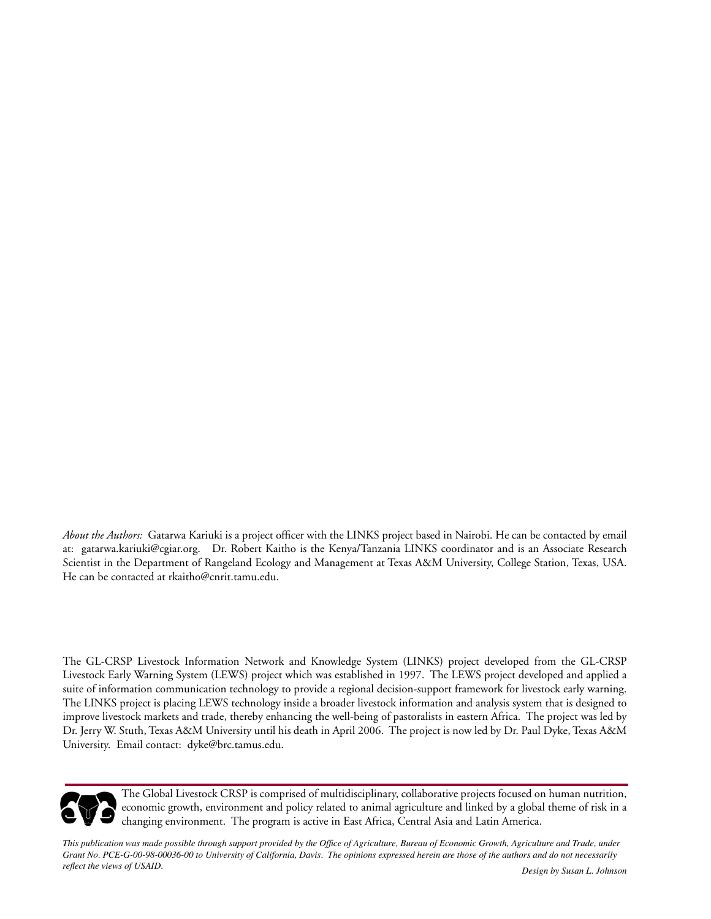*About the Authors:* Gatarwa Kariuki is a project officer with the LINKS project based in Nairobi. He can be contacted by email at: gatarwa.kariuki@cgiar.org. Dr. Robert Kaitho is the Kenya/Tanzania LINKS coordinator and is an Associate Research Scientist in the Department of Rangeland Ecology and Management at Texas A&M University, College Station, Texas, USA. He can be contacted at rkaitho@cnrit.tamu.edu.

The GL-CRSP Livestock Information Network and Knowledge System (LINKS) project developed from the GL-CRSP Livestock Early Warning System (LEWS) project which was established in 1997. The LEWS project developed and applied a suite of information communication technology to provide a regional decision-support framework for livestock early warning. The LINKS project is placing LEWS technology inside a broader livestock information and analysis system that is designed to improve livestock markets and trade, thereby enhancing the well-being of pastoralists in eastern Africa. The project was led by Dr. Jerry W. Stuth, Texas A&M University until his death in April 2006. The project is now led by Dr. Paul Dyke, Texas A&M University. Email contact: dyke@brc.tamus.edu.

The Global Livestock CRSP is comprised of multidisciplinary, collaborative projects focused on human nutrition, economic growth, environment and policy related to animal agriculture and linked by a global theme of risk in a changing environment. The program is active in East Africa, Central Asia and Latin America.

*This publication was made possible through support provided by the Office of Agriculture, Bureau of Economic Growth, Agriculture and Trade, under Grant No. PCE-G-00-98-00036-00 to University of California, Davis. The opinions expressed herein are those of the authors and do not necessarily reflect the views of USAID.*

*Design by Susan L. Johnson*